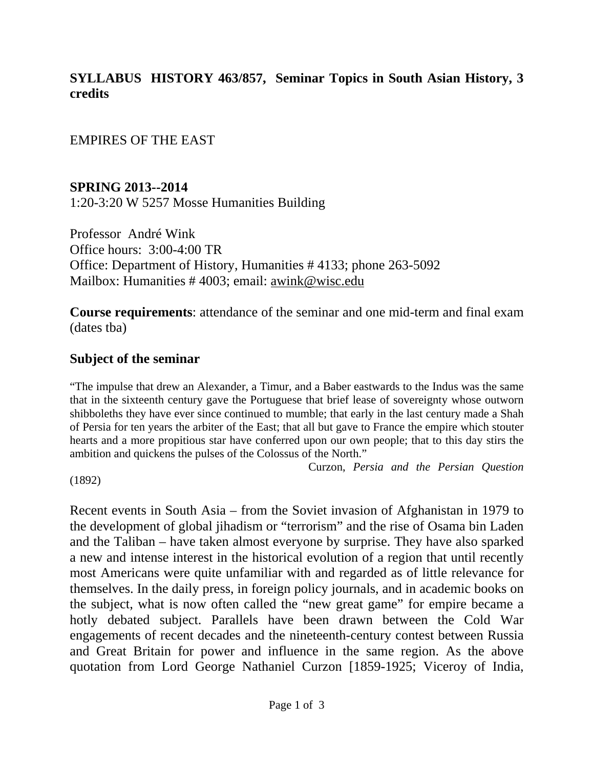**SYLLABUS HISTORY 463/857, Seminar Topics in South Asian History, 3 credits**

EMPIRES OF THE EAST

**SPRING 2013--2014**
1:20-3:20 W 5257 Mosse Humanities Building

Professor André Wink
Office hours: 3:00-4:00 TR
Office: Department of History, Humanities # 4133; phone 263-5092
Mailbox: Humanities # 4003; email: awink@wisc.edu

**Course requirements**: attendance of the seminar and one mid-term and final exam (dates tba)

## Subject of the seminar

"The impulse that drew an Alexander, a Timur, and a Baber eastwards to the Indus was the same that in the sixteenth century gave the Portuguese that brief lease of sovereignty whose outworn shibboleths they have ever since continued to mumble; that early in the last century made a Shah of Persia for ten years the arbiter of the East; that all but gave to France the empire which stouter hearts and a more propitious star have conferred upon our own people; that to this day stirs the ambition and quickens the pulses of the Colossus of the North."

Curzon, *Persia and the Persian Question* (1892)

Recent events in South Asia – from the Soviet invasion of Afghanistan in 1979 to the development of global jihadism or "terrorism" and the rise of Osama bin Laden and the Taliban – have taken almost everyone by surprise. They have also sparked a new and intense interest in the historical evolution of a region that until recently most Americans were quite unfamiliar with and regarded as of little relevance for themselves. In the daily press, in foreign policy journals, and in academic books on the subject, what is now often called the "new great game" for empire became a hotly debated subject. Parallels have been drawn between the Cold War engagements of recent decades and the nineteenth-century contest between Russia and Great Britain for power and influence in the same region. As the above quotation from Lord George Nathaniel Curzon [1859-1925; Viceroy of India,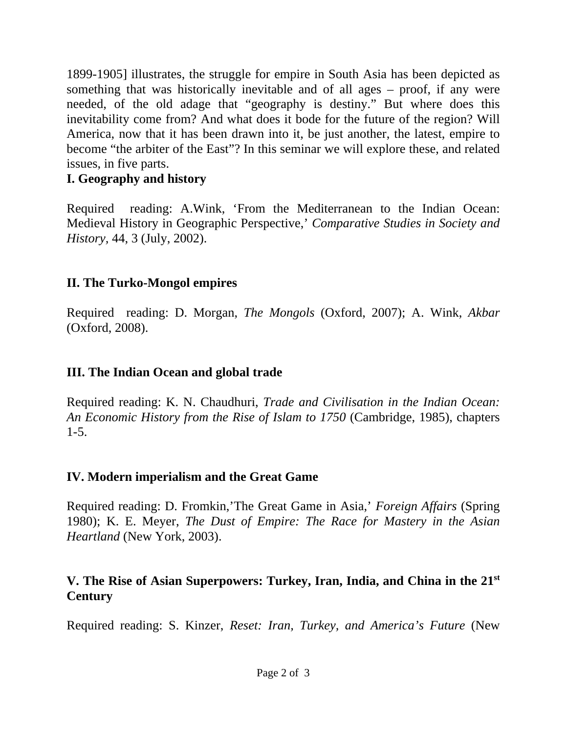1899-1905] illustrates, the struggle for empire in South Asia has been depicted as something that was historically inevitable and of all ages – proof, if any were needed, of the old adage that "geography is destiny." But where does this inevitability come from? And what does it bode for the future of the region? Will America, now that it has been drawn into it, be just another, the latest, empire to become "the arbiter of the East"? In this seminar we will explore these, and related issues, in five parts.

**I. Geography and history**

Required reading: A.Wink, 'From the Mediterranean to the Indian Ocean: Medieval History in Geographic Perspective,' *Comparative Studies in Society and History*, 44, 3 (July, 2002).

**II. The Turko-Mongol empires**

Required reading: D. Morgan, *The Mongols* (Oxford, 2007); A. Wink, *Akbar* (Oxford, 2008).

**III. The Indian Ocean and global trade**

Required reading: K. N. Chaudhuri, *Trade and Civilisation in the Indian Ocean: An Economic History from the Rise of Islam to 1750* (Cambridge, 1985), chapters 1-5.

**IV. Modern imperialism and the Great Game**

Required reading: D. Fromkin,'The Great Game in Asia,' *Foreign Affairs* (Spring 1980); K. E. Meyer, *The Dust of Empire: The Race for Mastery in the Asian Heartland* (New York, 2003).

**V. The Rise of Asian Superpowers: Turkey, Iran, India, and China in the 21st Century**

Required reading: S. Kinzer, *Reset: Iran, Turkey, and America's Future* (New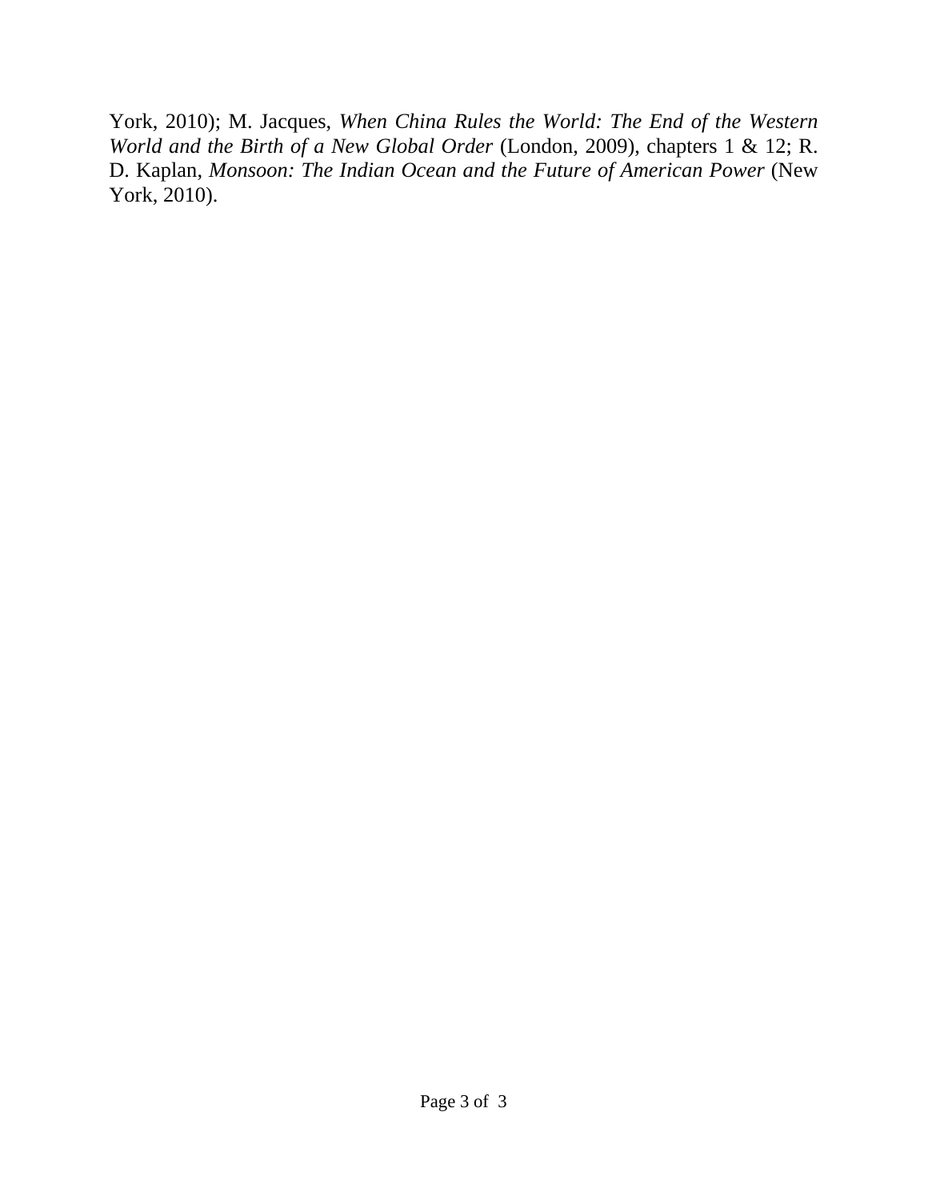York, 2010); M. Jacques, *When China Rules the World: The End of the Western World and the Birth of a New Global Order* (London, 2009), chapters 1 & 12; R. D. Kaplan, *Monsoon: The Indian Ocean and the Future of American Power* (New York, 2010).